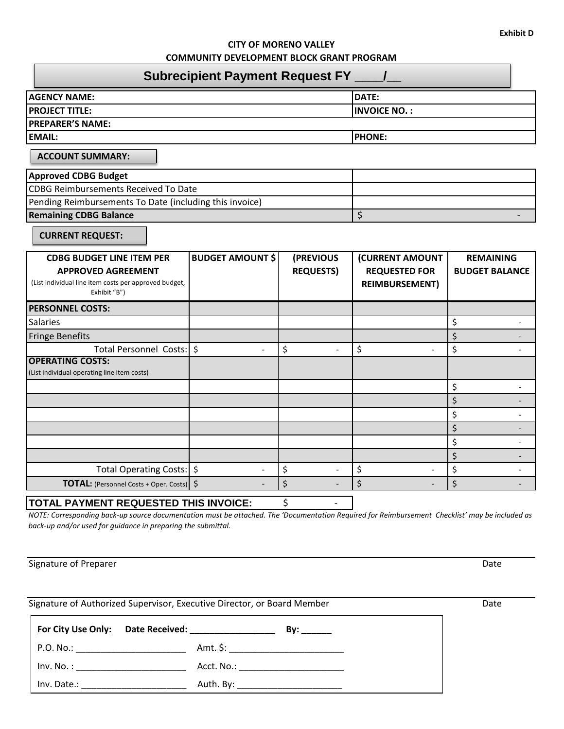Exhibit D

**CITY OF MORENO VALLEY**
**COMMUNITY DEVELOPMENT BLOCK GRANT PROGRAM**

# Subrecipient Payment Request FY ____/__

| | |
|---|---|
| **AGENCY NAME:** | **DATE:** |
| **PROJECT TITLE:** | **INVOICE NO. :** |
| **PREPARER'S NAME:** | |
| **EMAIL:** | **PHONE:** |

**ACCOUNT SUMMARY:**

| | |
|---|---|
| **Approved CDBG Budget** | |
| CDBG Reimbursements Received To Date | |
| Pending Reimbursements To Date (including this invoice) | |
| **Remaining CDBG Balance** | $ - |

**CURRENT REQUEST:**

| **CDBG BUDGET LINE ITEM PER APPROVED AGREEMENT** (List individual line item costs per approved budget, Exhibit "B") | **BUDGET AMOUNT $** | **(PREVIOUS REQUESTS)** | **(CURRENT AMOUNT REQUESTED FOR REIMBURSEMENT)** | **REMAINING BUDGET BALANCE** |
|---|---|---|---|---|
| **PERSONNEL COSTS:** | | | | |
| Salaries | | | | $ - |
| Fringe Benefits | | | | $ - |
| Total Personnel Costs: | $ - | $ - | $ - | $ - |
| **OPERATING COSTS:** (List individual operating line item costs) | | | | |
| | | | | $ - |
| | | | | $ - |
| | | | | $ - |
| | | | | $ - |
| | | | | $ - |
| | | | | $ - |
| Total Operating Costs: | $ - | $ - | $ - | $ - |
| **TOTAL:** (Personnel Costs + Oper. Costs) | $ - | $ - | $ - | $ - |

**TOTAL PAYMENT REQUESTED THIS INVOICE:** $ -

*NOTE: Corresponding back-up source documentation must be attached. The 'Documentation Required for Reimbursement Checklist' may be included as back-up and/or used for guidance in preparing the submittal.*

Signature of Preparer Date

Signature of Authorized Supervisor, Executive Director, or Board Member Date

**For City Use Only:** **Date Received: _________________** **By: ______**

P.O. No.: ______________________ Amt. $: ________________________

Inv. No. : ______________________ Acct. No.: _____________________

Inv. Date.: _____________________ Auth. By: _____________________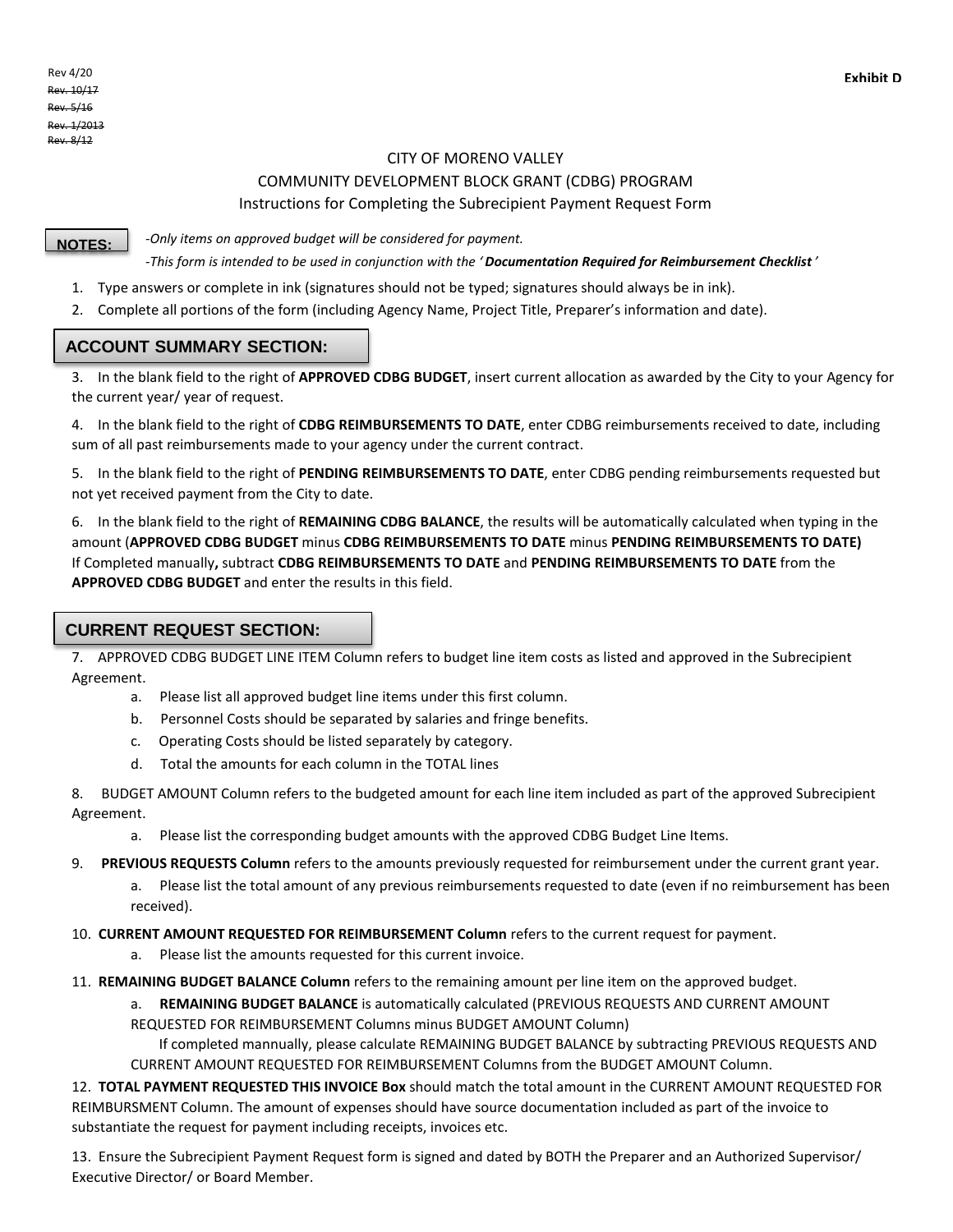Rev 4/20
~~Rev. 10/17~~
~~Rev. 5/16~~
~~Rev. 1/2013~~
~~Rev. 8/12~~

**Exhibit D**

# CITY OF MORENO VALLEY
## COMMUNITY DEVELOPMENT BLOCK GRANT (CDBG) PROGRAM
### Instructions for Completing the Subrecipient Payment Request Form

**NOTES:** *-Only items on approved budget will be considered for payment.*
*-This form is intended to be used in conjunction with the '**Documentation Required for Reimbursement Checklist**'*

1. Type answers or complete in ink (signatures should not be typed; signatures should always be in ink).
2. Complete all portions of the form (including Agency Name, Project Title, Preparer's information and date).

## ACCOUNT SUMMARY SECTION:

3. In the blank field to the right of **APPROVED CDBG BUDGET**, insert current allocation as awarded by the City to your Agency for the current year/ year of request.

4. In the blank field to the right of **CDBG REIMBURSEMENTS TO DATE**, enter CDBG reimbursements received to date, including sum of all past reimbursements made to your agency under the current contract.

5. In the blank field to the right of **PENDING REIMBURSEMENTS TO DATE**, enter CDBG pending reimbursements requested but not yet received payment from the City to date.

6. In the blank field to the right of **REMAINING CDBG BALANCE**, the results will be automatically calculated when typing in the amount (**APPROVED CDBG BUDGET** minus **CDBG REIMBURSEMENTS TO DATE** minus **PENDING REIMBURSEMENTS TO DATE)** If Completed manually**,** subtract **CDBG REIMBURSEMENTS TO DATE** and **PENDING REIMBURSEMENTS TO DATE** from the **APPROVED CDBG BUDGET** and enter the results in this field.

## CURRENT REQUEST SECTION:

7. APPROVED CDBG BUDGET LINE ITEM Column refers to budget line item costs as listed and approved in the Subrecipient Agreement.
   a. Please list all approved budget line items under this first column.
   b. Personnel Costs should be separated by salaries and fringe benefits.
   c. Operating Costs should be listed separately by category.
   d. Total the amounts for each column in the TOTAL lines

8. BUDGET AMOUNT Column refers to the budgeted amount for each line item included as part of the approved Subrecipient Agreement.
   a. Please list the corresponding budget amounts with the approved CDBG Budget Line Items.

9. **PREVIOUS REQUESTS Column** refers to the amounts previously requested for reimbursement under the current grant year.
   a. Please list the total amount of any previous reimbursements requested to date (even if no reimbursement has been received).

10. **CURRENT AMOUNT REQUESTED FOR REIMBURSEMENT Column** refers to the current request for payment.
    a. Please list the amounts requested for this current invoice.

11. **REMAINING BUDGET BALANCE Column** refers to the remaining amount per line item on the approved budget.
    a. **REMAINING BUDGET BALANCE** is automatically calculated (PREVIOUS REQUESTS AND CURRENT AMOUNT REQUESTED FOR REIMBURSEMENT Columns minus BUDGET AMOUNT Column)
    If completed mannually, please calculate REMAINING BUDGET BALANCE by subtracting PREVIOUS REQUESTS AND CURRENT AMOUNT REQUESTED FOR REIMBURSEMENT Columns from the BUDGET AMOUNT Column.

12. **TOTAL PAYMENT REQUESTED THIS INVOICE Box** should match the total amount in the CURRENT AMOUNT REQUESTED FOR REIMBURSMENT Column. The amount of expenses should have source documentation included as part of the invoice to substantiate the request for payment including receipts, invoices etc.

13. Ensure the Subrecipient Payment Request form is signed and dated by BOTH the Preparer and an Authorized Supervisor/ Executive Director/ or Board Member.